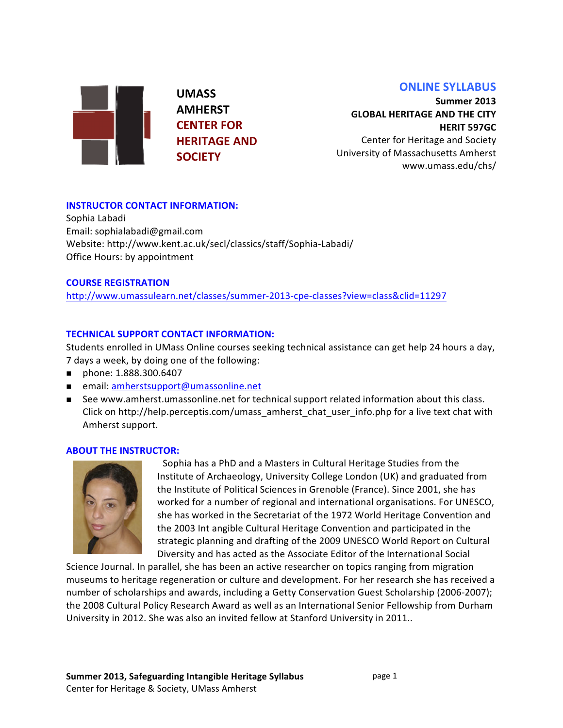**UMASS AMHERST CENTER FOR HERITAGE AND SOCIETY**

# ONLINE SYLLABUS

**Summer 2013**
**GLOBAL HERITAGE AND THE CITY**
**HERIT 597GC**
Center for Heritage and Society
University of Massachusetts Amherst
www.umass.edu/chs/

## INSTRUCTOR CONTACT INFORMATION:

Sophia Labadi
Email: sophialabadi@gmail.com
Website: http://www.kent.ac.uk/secl/classics/staff/Sophia-Labadi/
Office Hours: by appointment

## COURSE REGISTRATION

http://www.umassulearn.net/classes/summer-2013-cpe-classes?view=class&clid=11297

## TECHNICAL SUPPORT CONTACT INFORMATION:

Students enrolled in UMass Online courses seeking technical assistance can get help 24 hours a day, 7 days a week, by doing one of the following:

- phone: 1.888.300.6407
- email: amherstsupport@umassonline.net
- See www.amherst.umassonline.net for technical support related information about this class. Click on http://help.perceptis.com/umass_amherst_chat_user_info.php for a live text chat with Amherst support.

## ABOUT THE INSTRUCTOR:

Sophia has a PhD and a Masters in Cultural Heritage Studies from the Institute of Archaeology, University College London (UK) and graduated from the Institute of Political Sciences in Grenoble (France). Since 2001, she has worked for a number of regional and international organisations. For UNESCO, she has worked in the Secretariat of the 1972 World Heritage Convention and the 2003 Int angible Cultural Heritage Convention and participated in the strategic planning and drafting of the 2009 UNESCO World Report on Cultural Diversity and has acted as the Associate Editor of the International Social Science Journal. In parallel, she has been an active researcher on topics ranging from migration museums to heritage regeneration or culture and development. For her research she has received a number of scholarships and awards, including a Getty Conservation Guest Scholarship (2006-2007); the 2008 Cultural Policy Research Award as well as an International Senior Fellowship from Durham University in 2012. She was also an invited fellow at Stanford University in 2011..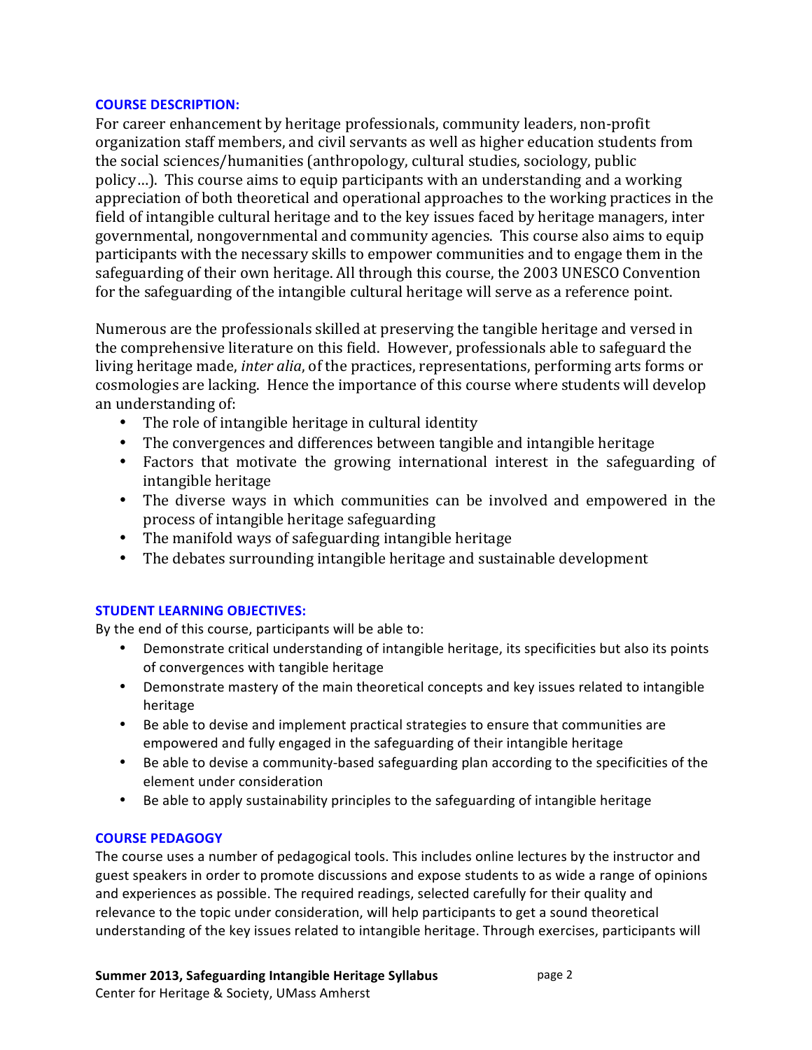## COURSE DESCRIPTION:

For career enhancement by heritage professionals, community leaders, non-profit organization staff members, and civil servants as well as higher education students from the social sciences/humanities (anthropology, cultural studies, sociology, public policy…). This course aims to equip participants with an understanding and a working appreciation of both theoretical and operational approaches to the working practices in the field of intangible cultural heritage and to the key issues faced by heritage managers, inter governmental, nongovernmental and community agencies. This course also aims to equip participants with the necessary skills to empower communities and to engage them in the safeguarding of their own heritage. All through this course, the 2003 UNESCO Convention for the safeguarding of the intangible cultural heritage will serve as a reference point.

Numerous are the professionals skilled at preserving the tangible heritage and versed in the comprehensive literature on this field. However, professionals able to safeguard the living heritage made, *inter alia*, of the practices, representations, performing arts forms or cosmologies are lacking. Hence the importance of this course where students will develop an understanding of:

- The role of intangible heritage in cultural identity
- The convergences and differences between tangible and intangible heritage
- Factors that motivate the growing international interest in the safeguarding of intangible heritage
- The diverse ways in which communities can be involved and empowered in the process of intangible heritage safeguarding
- The manifold ways of safeguarding intangible heritage
- The debates surrounding intangible heritage and sustainable development

## STUDENT LEARNING OBJECTIVES:

By the end of this course, participants will be able to:

- Demonstrate critical understanding of intangible heritage, its specificities but also its points of convergences with tangible heritage
- Demonstrate mastery of the main theoretical concepts and key issues related to intangible heritage
- Be able to devise and implement practical strategies to ensure that communities are empowered and fully engaged in the safeguarding of their intangible heritage
- Be able to devise a community-based safeguarding plan according to the specificities of the element under consideration
- Be able to apply sustainability principles to the safeguarding of intangible heritage

## COURSE PEDAGOGY

The course uses a number of pedagogical tools. This includes online lectures by the instructor and guest speakers in order to promote discussions and expose students to as wide a range of opinions and experiences as possible. The required readings, selected carefully for their quality and relevance to the topic under consideration, will help participants to get a sound theoretical understanding of the key issues related to intangible heritage. Through exercises, participants will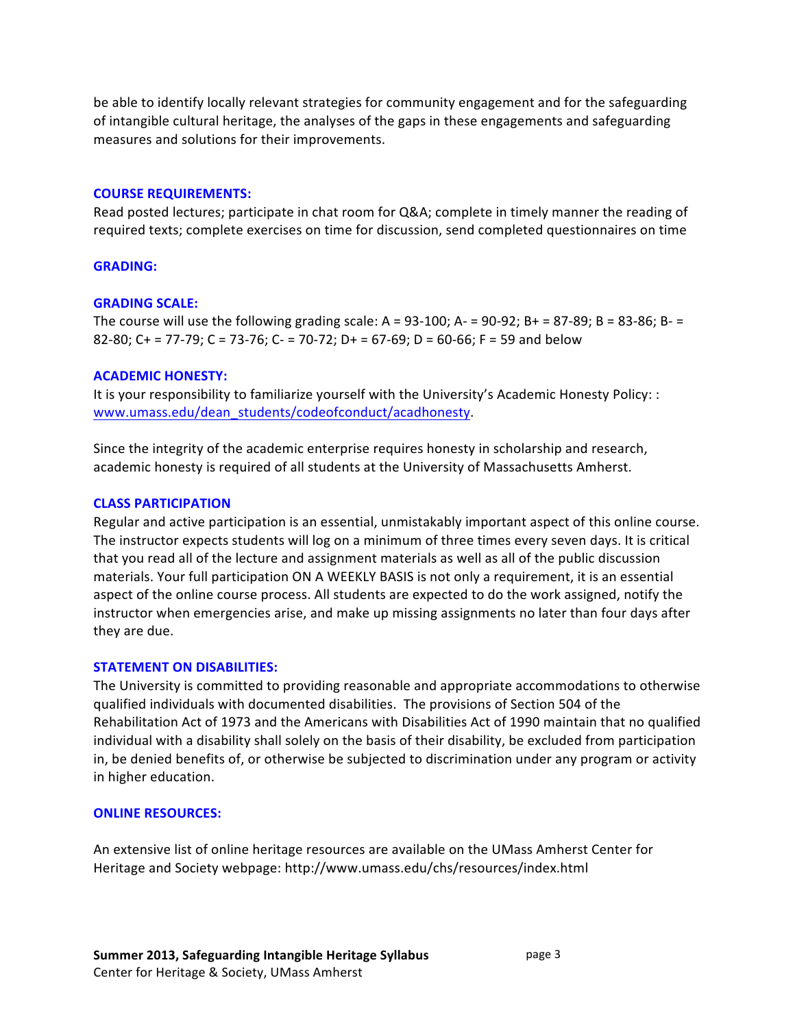be able to identify locally relevant strategies for community engagement and for the safeguarding of intangible cultural heritage, the analyses of the gaps in these engagements and safeguarding measures and solutions for their improvements.

## COURSE REQUIREMENTS:

Read posted lectures; participate in chat room for Q&A; complete in timely manner the reading of required texts; complete exercises on time for discussion, send completed questionnaires on time

## GRADING:

## GRADING SCALE:

The course will use the following grading scale: A = 93-100; A- = 90-92; B+ = 87-89; B = 83-86; B- = 82-80; C+ = 77-79; C = 73-76; C- = 70-72; D+ = 67-69; D = 60-66; F = 59 and below

## ACADEMIC HONESTY:

It is your responsibility to familiarize yourself with the University's Academic Honesty Policy: : www.umass.edu/dean_students/codeofconduct/acadhonesty.

Since the integrity of the academic enterprise requires honesty in scholarship and research, academic honesty is required of all students at the University of Massachusetts Amherst.

## CLASS PARTICIPATION

Regular and active participation is an essential, unmistakably important aspect of this online course. The instructor expects students will log on a minimum of three times every seven days. It is critical that you read all of the lecture and assignment materials as well as all of the public discussion materials. Your full participation ON A WEEKLY BASIS is not only a requirement, it is an essential aspect of the online course process. All students are expected to do the work assigned, notify the instructor when emergencies arise, and make up missing assignments no later than four days after they are due.

## STATEMENT ON DISABILITIES:

The University is committed to providing reasonable and appropriate accommodations to otherwise qualified individuals with documented disabilities. The provisions of Section 504 of the Rehabilitation Act of 1973 and the Americans with Disabilities Act of 1990 maintain that no qualified individual with a disability shall solely on the basis of their disability, be excluded from participation in, be denied benefits of, or otherwise be subjected to discrimination under any program or activity in higher education.

## ONLINE RESOURCES:

An extensive list of online heritage resources are available on the UMass Amherst Center for Heritage and Society webpage: http://www.umass.edu/chs/resources/index.html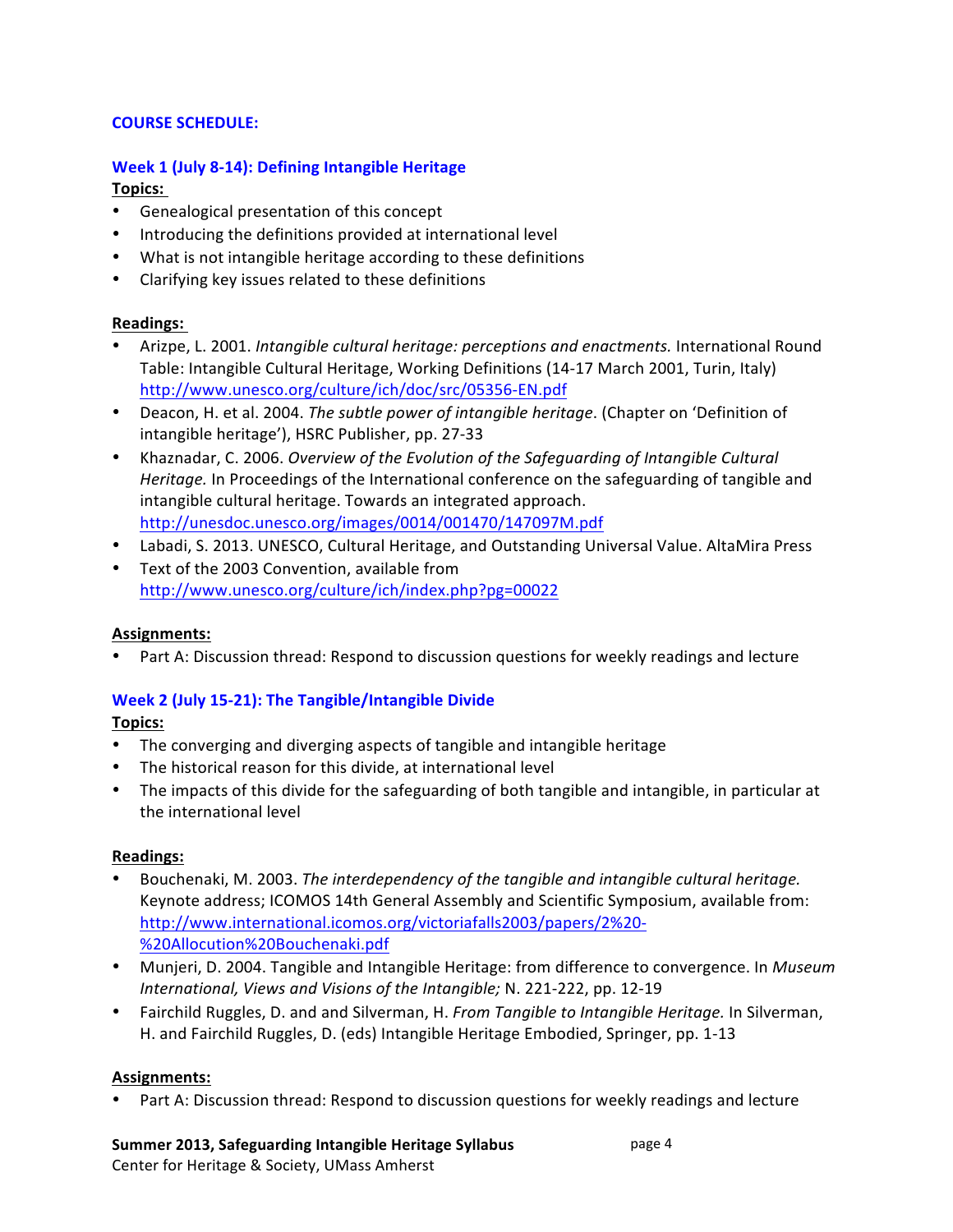**COURSE SCHEDULE:**

### Week 1 (July 8-14): Defining Intangible Heritage

**Topics:**

- Genealogical presentation of this concept
- Introducing the definitions provided at international level
- What is not intangible heritage according to these definitions
- Clarifying key issues related to these definitions

**Readings:**

- Arizpe, L. 2001. *Intangible cultural heritage: perceptions and enactments.* International Round Table: Intangible Cultural Heritage, Working Definitions (14-17 March 2001, Turin, Italy) http://www.unesco.org/culture/ich/doc/src/05356-EN.pdf
- Deacon, H. et al. 2004. *The subtle power of intangible heritage*. (Chapter on 'Definition of intangible heritage'), HSRC Publisher, pp. 27-33
- Khaznadar, C. 2006. *Overview of the Evolution of the Safeguarding of Intangible Cultural Heritage.* In Proceedings of the International conference on the safeguarding of tangible and intangible cultural heritage. Towards an integrated approach. http://unesdoc.unesco.org/images/0014/001470/147097M.pdf
- Labadi, S. 2013. UNESCO, Cultural Heritage, and Outstanding Universal Value. AltaMira Press
- Text of the 2003 Convention, available from http://www.unesco.org/culture/ich/index.php?pg=00022

**Assignments:**

- Part A: Discussion thread: Respond to discussion questions for weekly readings and lecture

### Week 2 (July 15-21): The Tangible/Intangible Divide

**Topics:**

- The converging and diverging aspects of tangible and intangible heritage
- The historical reason for this divide, at international level
- The impacts of this divide for the safeguarding of both tangible and intangible, in particular at the international level

**Readings:**

- Bouchenaki, M. 2003. *The interdependency of the tangible and intangible cultural heritage.* Keynote address; ICOMOS 14th General Assembly and Scientific Symposium, available from: http://www.international.icomos.org/victoriafalls2003/papers/2%20-%20Allocution%20Bouchenaki.pdf
- Munjeri, D. 2004. Tangible and Intangible Heritage: from difference to convergence. In *Museum International, Views and Visions of the Intangible;* N. 221-222, pp. 12-19
- Fairchild Ruggles, D. and and Silverman, H. *From Tangible to Intangible Heritage.* In Silverman, H. and Fairchild Ruggles, D. (eds) Intangible Heritage Embodied, Springer, pp. 1-13

**Assignments:**

- Part A: Discussion thread: Respond to discussion questions for weekly readings and lecture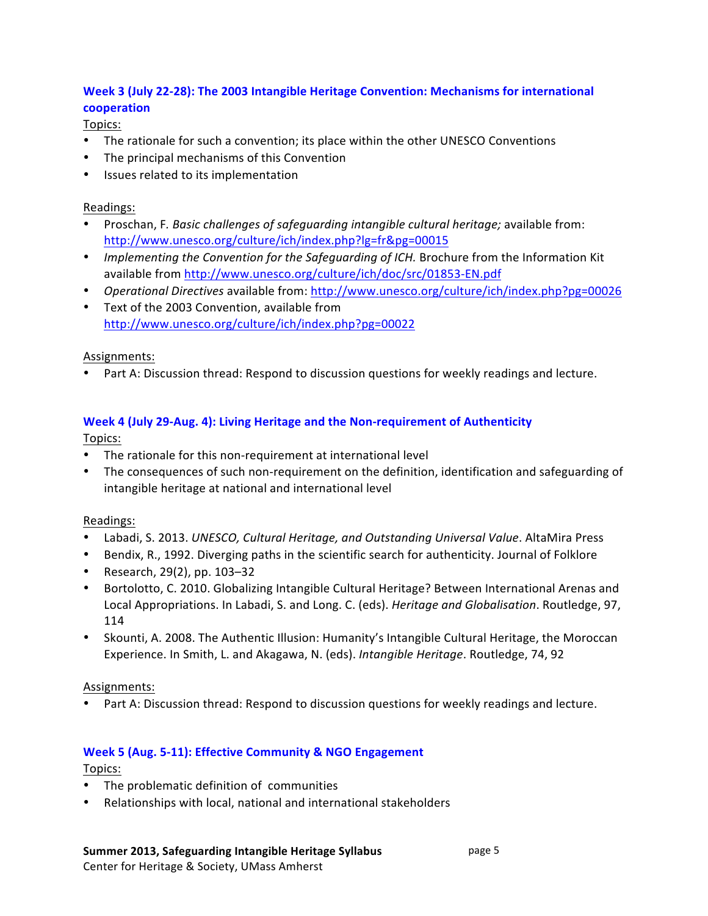### Week 3 (July 22-28): The 2003 Intangible Heritage Convention: Mechanisms for international cooperation

Topics:

- The rationale for such a convention; its place within the other UNESCO Conventions
- The principal mechanisms of this Convention
- Issues related to its implementation

Readings:

- Proschan, F. *Basic challenges of safeguarding intangible cultural heritage;* available from: http://www.unesco.org/culture/ich/index.php?lg=fr&pg=00015
- *Implementing the Convention for the Safeguarding of ICH.* Brochure from the Information Kit available from http://www.unesco.org/culture/ich/doc/src/01853-EN.pdf
- *Operational Directives* available from: http://www.unesco.org/culture/ich/index.php?pg=00026
- Text of the 2003 Convention, available from http://www.unesco.org/culture/ich/index.php?pg=00022

Assignments:

- Part A: Discussion thread: Respond to discussion questions for weekly readings and lecture.

### Week 4 (July 29-Aug. 4): Living Heritage and the Non-requirement of Authenticity

Topics:

- The rationale for this non-requirement at international level
- The consequences of such non-requirement on the definition, identification and safeguarding of intangible heritage at national and international level

Readings:

- Labadi, S. 2013. *UNESCO, Cultural Heritage, and Outstanding Universal Value*. AltaMira Press
- Bendix, R., 1992. Diverging paths in the scientific search for authenticity. Journal of Folklore
- Research, 29(2), pp. 103–32
- Bortolotto, C. 2010. Globalizing Intangible Cultural Heritage? Between International Arenas and Local Appropriations. In Labadi, S. and Long. C. (eds). *Heritage and Globalisation*. Routledge, 97, 114
- Skounti, A. 2008. The Authentic Illusion: Humanity's Intangible Cultural Heritage, the Moroccan Experience. In Smith, L. and Akagawa, N. (eds). *Intangible Heritage*. Routledge, 74, 92

Assignments:

- Part A: Discussion thread: Respond to discussion questions for weekly readings and lecture.

### Week 5 (Aug. 5-11): Effective Community & NGO Engagement

Topics:

- The problematic definition of communities
- Relationships with local, national and international stakeholders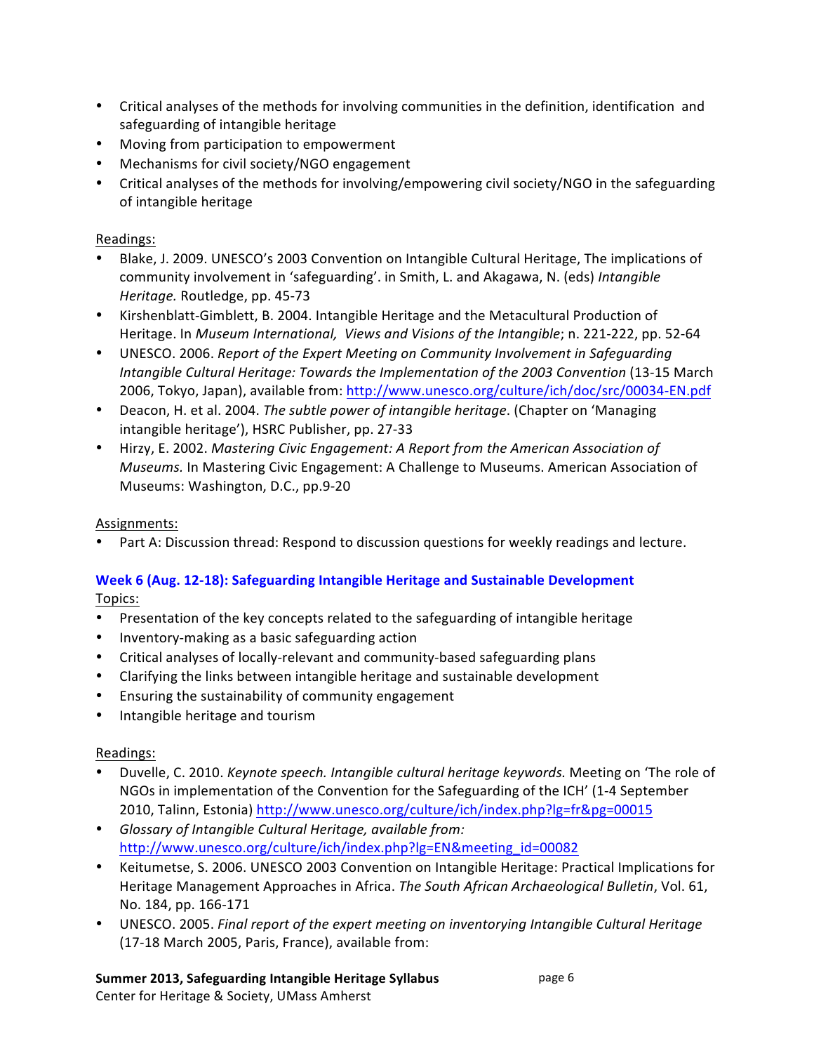- Critical analyses of the methods for involving communities in the definition, identification and safeguarding of intangible heritage
- Moving from participation to empowerment
- Mechanisms for civil society/NGO engagement
- Critical analyses of the methods for involving/empowering civil society/NGO in the safeguarding of intangible heritage

Readings:

- Blake, J. 2009. UNESCO's 2003 Convention on Intangible Cultural Heritage, The implications of community involvement in 'safeguarding'. in Smith, L. and Akagawa, N. (eds) *Intangible Heritage.* Routledge, pp. 45-73
- Kirshenblatt-Gimblett, B. 2004. Intangible Heritage and the Metacultural Production of Heritage. In *Museum International, Views and Visions of the Intangible*; n. 221-222, pp. 52-64
- UNESCO. 2006. *Report of the Expert Meeting on Community Involvement in Safeguarding Intangible Cultural Heritage: Towards the Implementation of the 2003 Convention* (13-15 March 2006, Tokyo, Japan), available from: http://www.unesco.org/culture/ich/doc/src/00034-EN.pdf
- Deacon, H. et al. 2004. *The subtle power of intangible heritage*. (Chapter on 'Managing intangible heritage'), HSRC Publisher, pp. 27-33
- Hirzy, E. 2002. *Mastering Civic Engagement: A Report from the American Association of Museums.* In Mastering Civic Engagement: A Challenge to Museums. American Association of Museums: Washington, D.C., pp.9-20

Assignments:

- Part A: Discussion thread: Respond to discussion questions for weekly readings and lecture.

### Week 6 (Aug. 12-18): Safeguarding Intangible Heritage and Sustainable Development

Topics:

- Presentation of the key concepts related to the safeguarding of intangible heritage
- Inventory-making as a basic safeguarding action
- Critical analyses of locally-relevant and community-based safeguarding plans
- Clarifying the links between intangible heritage and sustainable development
- Ensuring the sustainability of community engagement
- Intangible heritage and tourism

Readings:

- Duvelle, C. 2010. *Keynote speech. Intangible cultural heritage keywords.* Meeting on 'The role of NGOs in implementation of the Convention for the Safeguarding of the ICH' (1-4 September 2010, Talinn, Estonia) http://www.unesco.org/culture/ich/index.php?lg=fr&pg=00015
- *Glossary of Intangible Cultural Heritage, available from:* http://www.unesco.org/culture/ich/index.php?lg=EN&meeting_id=00082
- Keitumetse, S. 2006. UNESCO 2003 Convention on Intangible Heritage: Practical Implications for Heritage Management Approaches in Africa. *The South African Archaeological Bulletin*, Vol. 61, No. 184, pp. 166-171
- UNESCO. 2005. *Final report of the expert meeting on inventorying Intangible Cultural Heritage* (17-18 March 2005, Paris, France), available from: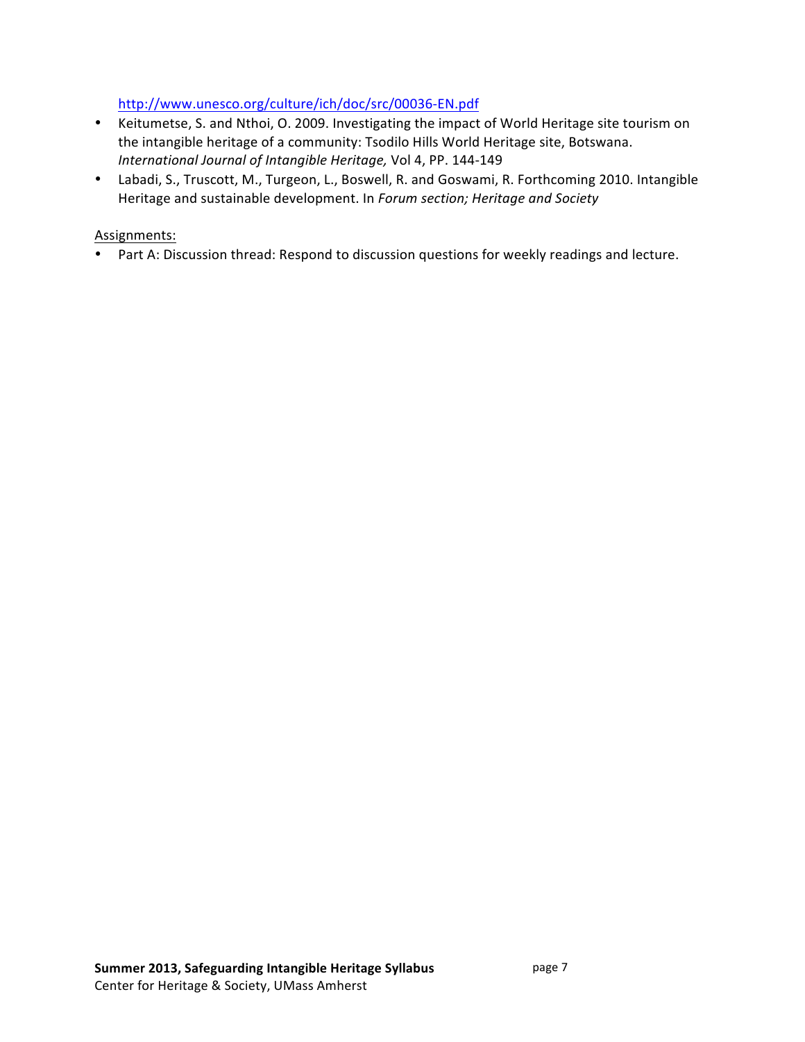http://www.unesco.org/culture/ich/doc/src/00036-EN.pdf

- Keitumetse, S. and Nthoi, O. 2009. Investigating the impact of World Heritage site tourism on the intangible heritage of a community: Tsodilo Hills World Heritage site, Botswana. *International Journal of Intangible Heritage,* Vol 4, PP. 144-149
- Labadi, S., Truscott, M., Turgeon, L., Boswell, R. and Goswami, R. Forthcoming 2010. Intangible Heritage and sustainable development. In *Forum section; Heritage and Society*

Assignments:

- Part A: Discussion thread: Respond to discussion questions for weekly readings and lecture.